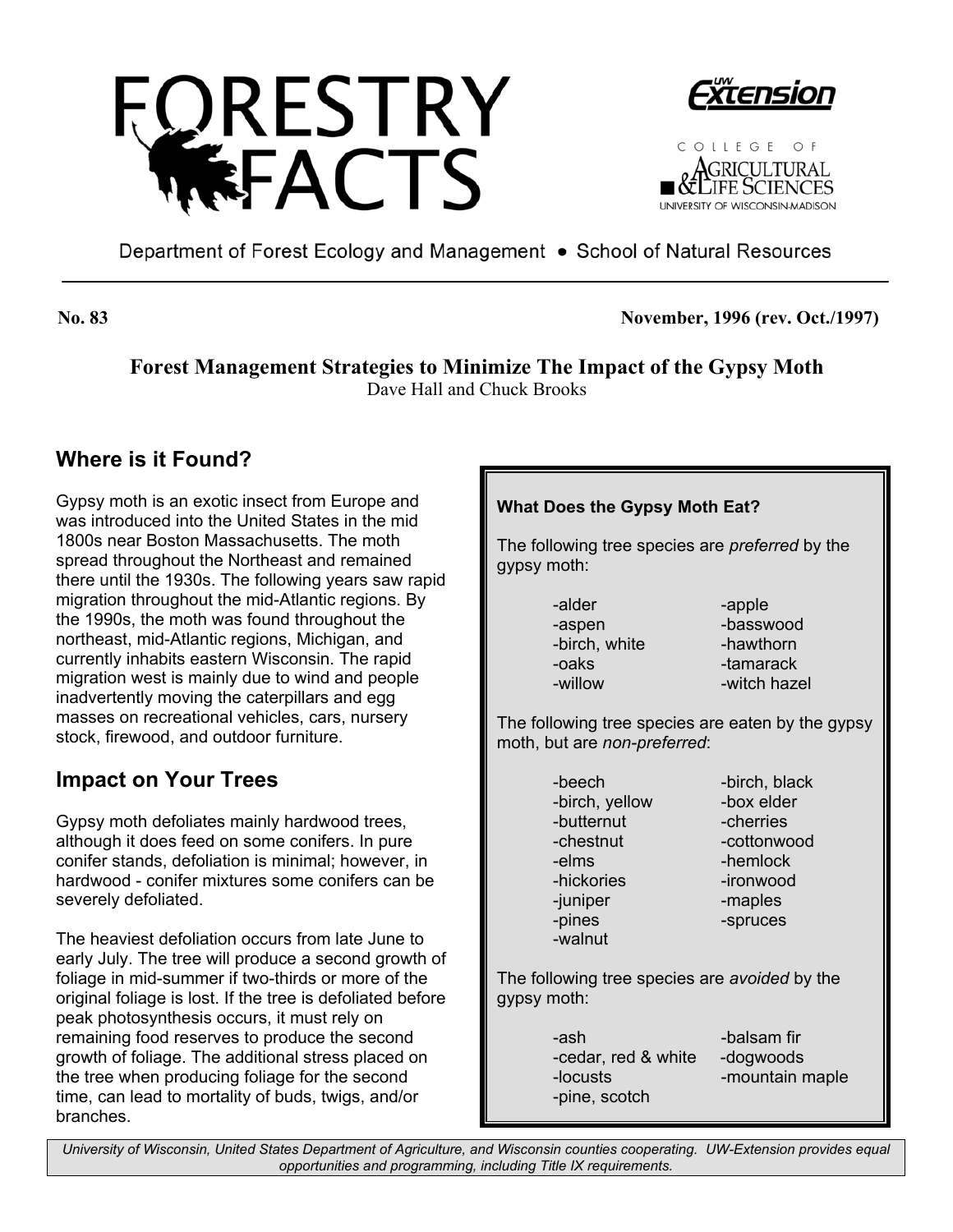# FORESTRY FACTS

UW Extension

COLLEGE OF AGRICULTURAL & LIFE SCIENCES
UNIVERSITY OF WISCONSIN-MADISON

Department of Forest Ecology and Management • School of Natural Resources

**No. 83** **November, 1996 (rev. Oct./1997)**

## Forest Management Strategies to Minimize The Impact of the Gypsy Moth

Dave Hall and Chuck Brooks

## Where is it Found?

Gypsy moth is an exotic insect from Europe and was introduced into the United States in the mid 1800s near Boston Massachusetts. The moth spread throughout the Northeast and remained there until the 1930s. The following years saw rapid migration throughout the mid-Atlantic regions. By the 1990s, the moth was found throughout the northeast, mid-Atlantic regions, Michigan, and currently inhabits eastern Wisconsin. The rapid migration west is mainly due to wind and people inadvertently moving the caterpillars and egg masses on recreational vehicles, cars, nursery stock, firewood, and outdoor furniture.

## Impact on Your Trees

Gypsy moth defoliates mainly hardwood trees, although it does feed on some conifers. In pure conifer stands, defoliation is minimal; however, in hardwood - conifer mixtures some conifers can be severely defoliated.

The heaviest defoliation occurs from late June to early July. The tree will produce a second growth of foliage in mid-summer if two-thirds or more of the original foliage is lost. If the tree is defoliated before peak photosynthesis occurs, it must rely on remaining food reserves to produce the second growth of foliage. The additional stress placed on the tree when producing foliage for the second time, can lead to mortality of buds, twigs, and/or branches.

**What Does the Gypsy Moth Eat?**

The following tree species are *preferred* by the gypsy moth:

| | |
|---|---|
| -alder | -apple |
| -aspen | -basswood |
| -birch, white | -hawthorn |
| -oaks | -tamarack |
| -willow | -witch hazel |

The following tree species are eaten by the gypsy moth, but are *non-preferred*:

| | |
|---|---|
| -beech | -birch, black |
| -birch, yellow | -box elder |
| -butternut | -cherries |
| -chestnut | -cottonwood |
| -elms | -hemlock |
| -hickories | -ironwood |
| -juniper | -maples |
| -pines | -spruces |
| -walnut | |

The following tree species are *avoided* by the gypsy moth:

| | |
|---|---|
| -ash | -balsam fir |
| -cedar, red & white | -dogwoods |
| -locusts | -mountain maple |
| -pine, scotch | |

*University of Wisconsin, United States Department of Agriculture, and Wisconsin counties cooperating. UW-Extension provides equal opportunities and programming, including Title IX requirements.*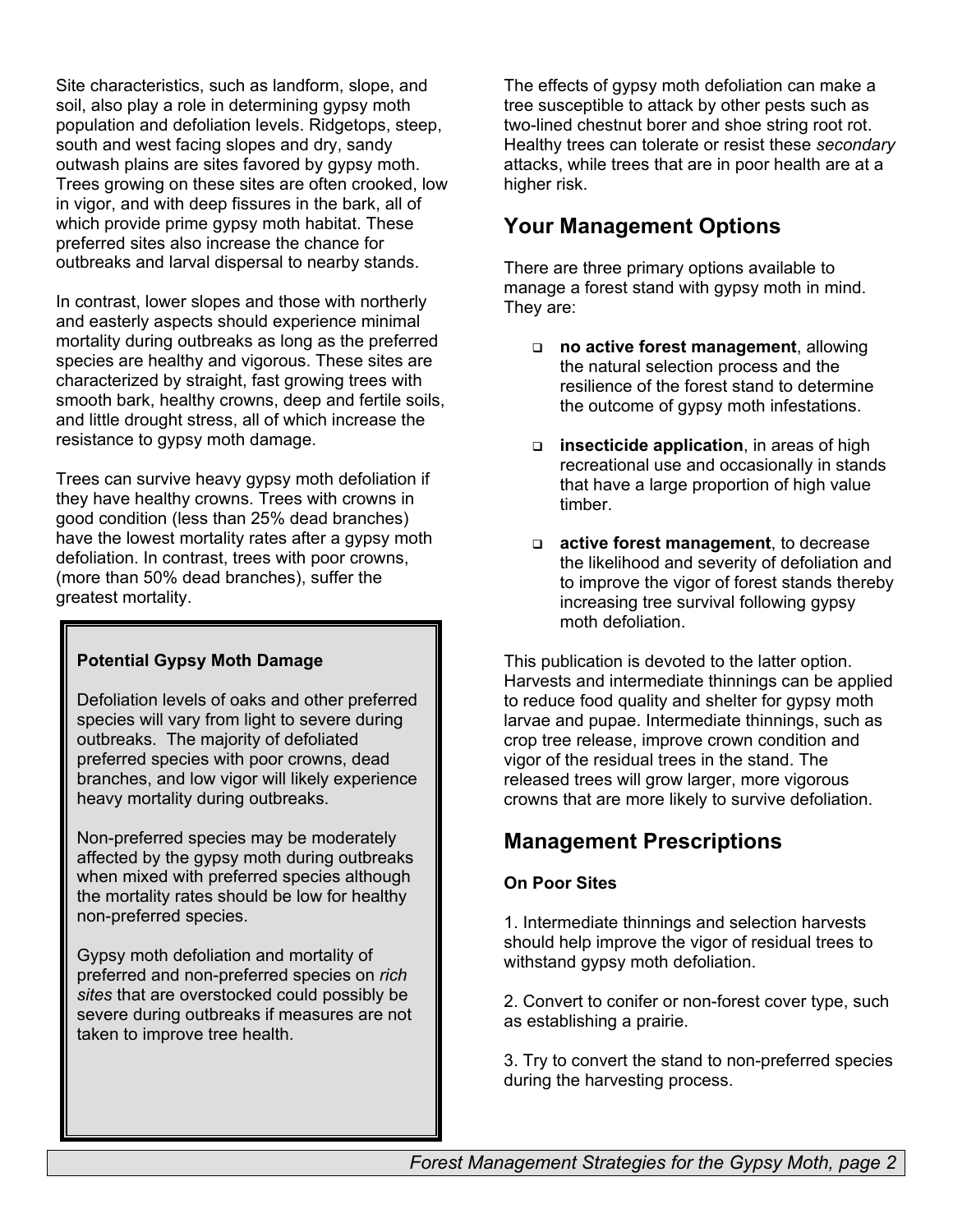Site characteristics, such as landform, slope, and soil, also play a role in determining gypsy moth population and defoliation levels. Ridgetops, steep, south and west facing slopes and dry, sandy outwash plains are sites favored by gypsy moth. Trees growing on these sites are often crooked, low in vigor, and with deep fissures in the bark, all of which provide prime gypsy moth habitat. These preferred sites also increase the chance for outbreaks and larval dispersal to nearby stands.

In contrast, lower slopes and those with northerly and easterly aspects should experience minimal mortality during outbreaks as long as the preferred species are healthy and vigorous. These sites are characterized by straight, fast growing trees with smooth bark, healthy crowns, deep and fertile soils, and little drought stress, all of which increase the resistance to gypsy moth damage.

Trees can survive heavy gypsy moth defoliation if they have healthy crowns. Trees with crowns in good condition (less than 25% dead branches) have the lowest mortality rates after a gypsy moth defoliation. In contrast, trees with poor crowns, (more than 50% dead branches), suffer the greatest mortality.

**Potential Gypsy Moth Damage**

Defoliation levels of oaks and other preferred species will vary from light to severe during outbreaks. The majority of defoliated preferred species with poor crowns, dead branches, and low vigor will likely experience heavy mortality during outbreaks.

Non-preferred species may be moderately affected by the gypsy moth during outbreaks when mixed with preferred species although the mortality rates should be low for healthy non-preferred species.

Gypsy moth defoliation and mortality of preferred and non-preferred species on *rich sites* that are overstocked could possibly be severe during outbreaks if measures are not taken to improve tree health.

The effects of gypsy moth defoliation can make a tree susceptible to attack by other pests such as two-lined chestnut borer and shoe string root rot. Healthy trees can tolerate or resist these *secondary* attacks, while trees that are in poor health are at a higher risk.

## Your Management Options

There are three primary options available to manage a forest stand with gypsy moth in mind. They are:

- **no active forest management**, allowing the natural selection process and the resilience of the forest stand to determine the outcome of gypsy moth infestations.
- **insecticide application**, in areas of high recreational use and occasionally in stands that have a large proportion of high value timber.
- **active forest management**, to decrease the likelihood and severity of defoliation and to improve the vigor of forest stands thereby increasing tree survival following gypsy moth defoliation.

This publication is devoted to the latter option. Harvests and intermediate thinnings can be applied to reduce food quality and shelter for gypsy moth larvae and pupae. Intermediate thinnings, such as crop tree release, improve crown condition and vigor of the residual trees in the stand. The released trees will grow larger, more vigorous crowns that are more likely to survive defoliation.

## Management Prescriptions

### On Poor Sites

1. Intermediate thinnings and selection harvests should help improve the vigor of residual trees to withstand gypsy moth defoliation.

2. Convert to conifer or non-forest cover type, such as establishing a prairie.

3. Try to convert the stand to non-preferred species during the harvesting process.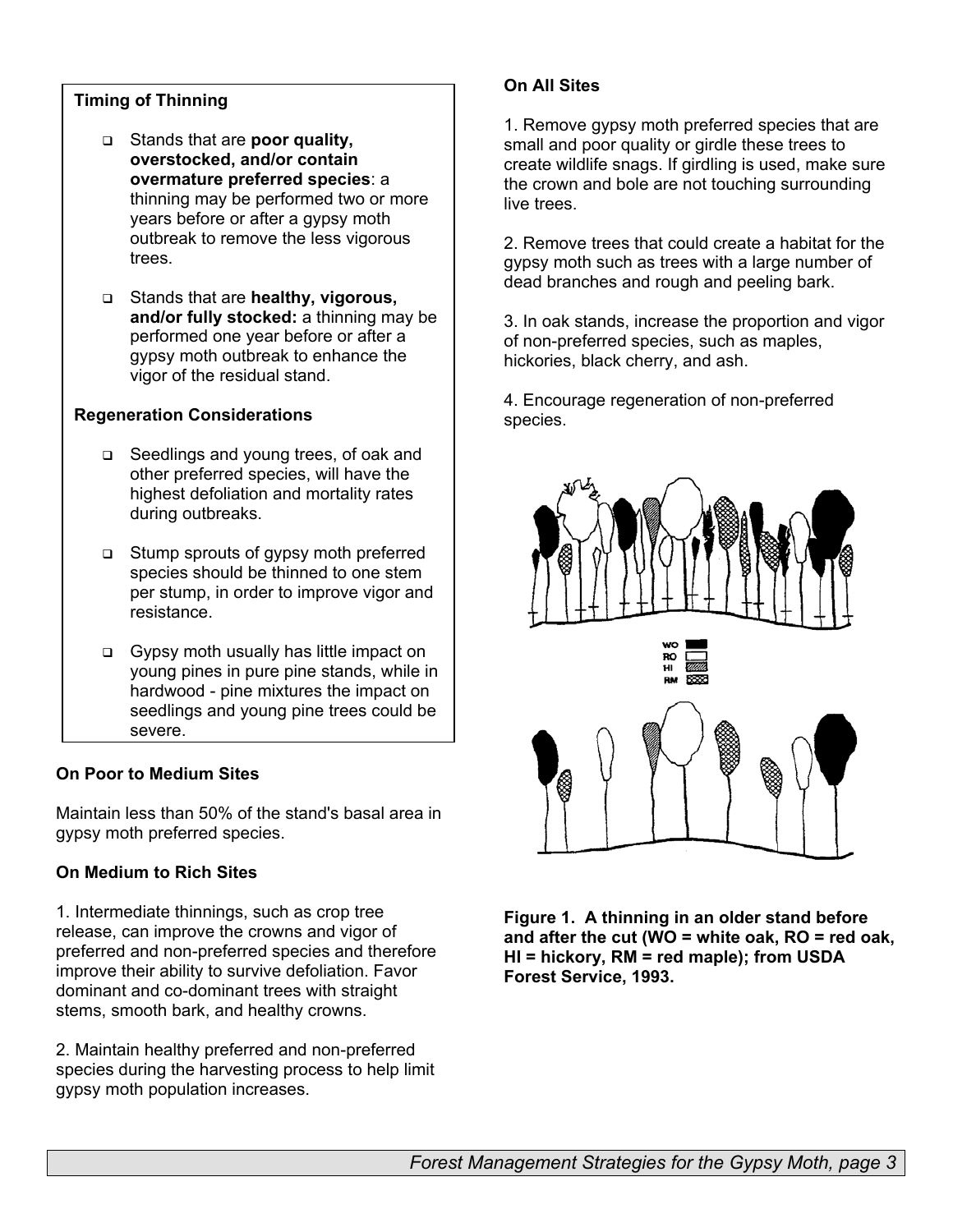**Timing of Thinning**

- Stands that are **poor quality, overstocked, and/or contain overmature preferred species**: a thinning may be performed two or more years before or after a gypsy moth outbreak to remove the less vigorous trees.
- Stands that are **healthy, vigorous, and/or fully stocked:** a thinning may be performed one year before or after a gypsy moth outbreak to enhance the vigor of the residual stand.

**Regeneration Considerations**

- Seedlings and young trees, of oak and other preferred species, will have the highest defoliation and mortality rates during outbreaks.
- Stump sprouts of gypsy moth preferred species should be thinned to one stem per stump, in order to improve vigor and resistance.
- Gypsy moth usually has little impact on young pines in pure pine stands, while in hardwood - pine mixtures the impact on seedlings and young pine trees could be severe.

### On Poor to Medium Sites

Maintain less than 50% of the stand's basal area in gypsy moth preferred species.

### On Medium to Rich Sites

1. Intermediate thinnings, such as crop tree release, can improve the crowns and vigor of preferred and non-preferred species and therefore improve their ability to survive defoliation. Favor dominant and co-dominant trees with straight stems, smooth bark, and healthy crowns.

2. Maintain healthy preferred and non-preferred species during the harvesting process to help limit gypsy moth population increases.

### On All Sites

1. Remove gypsy moth preferred species that are small and poor quality or girdle these trees to create wildlife snags. If girdling is used, make sure the crown and bole are not touching surrounding live trees.

2. Remove trees that could create a habitat for the gypsy moth such as trees with a large number of dead branches and rough and peeling bark.

3. In oak stands, increase the proportion and vigor of non-preferred species, such as maples, hickories, black cherry, and ash.

4. Encourage regeneration of non-preferred species.

WO
RO
HI
RM

**Figure 1. A thinning in an older stand before and after the cut (WO = white oak, RO = red oak, HI = hickory, RM = red maple); from USDA Forest Service, 1993.**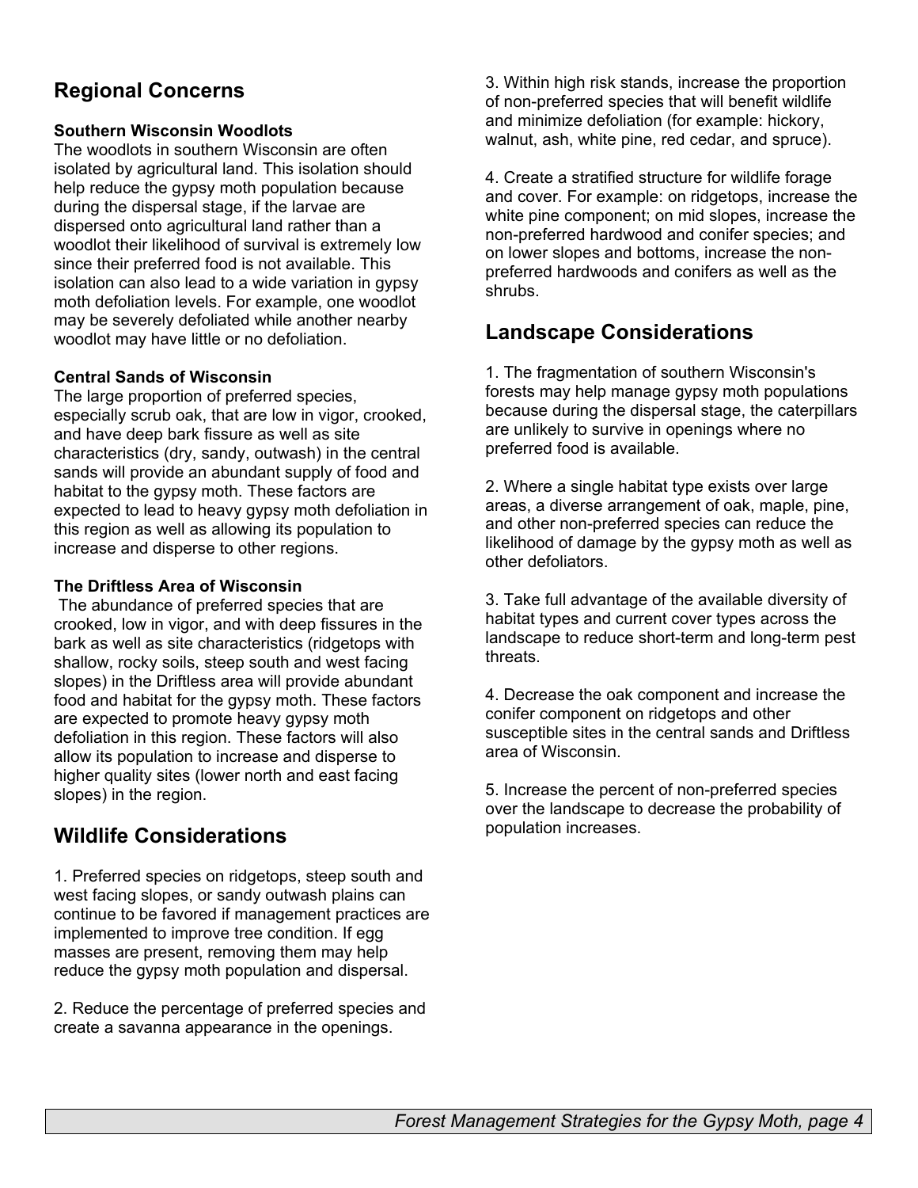## Regional Concerns

### Southern Wisconsin Woodlots

The woodlots in southern Wisconsin are often isolated by agricultural land. This isolation should help reduce the gypsy moth population because during the dispersal stage, if the larvae are dispersed onto agricultural land rather than a woodlot their likelihood of survival is extremely low since their preferred food is not available. This isolation can also lead to a wide variation in gypsy moth defoliation levels. For example, one woodlot may be severely defoliated while another nearby woodlot may have little or no defoliation.

### Central Sands of Wisconsin

The large proportion of preferred species, especially scrub oak, that are low in vigor, crooked, and have deep bark fissure as well as site characteristics (dry, sandy, outwash) in the central sands will provide an abundant supply of food and habitat to the gypsy moth. These factors are expected to lead to heavy gypsy moth defoliation in this region as well as allowing its population to increase and disperse to other regions.

### The Driftless Area of Wisconsin

The abundance of preferred species that are crooked, low in vigor, and with deep fissures in the bark as well as site characteristics (ridgetops with shallow, rocky soils, steep south and west facing slopes) in the Driftless area will provide abundant food and habitat for the gypsy moth. These factors are expected to promote heavy gypsy moth defoliation in this region. These factors will also allow its population to increase and disperse to higher quality sites (lower north and east facing slopes) in the region.

## Wildlife Considerations

1. Preferred species on ridgetops, steep south and west facing slopes, or sandy outwash plains can continue to be favored if management practices are implemented to improve tree condition. If egg masses are present, removing them may help reduce the gypsy moth population and dispersal.

2. Reduce the percentage of preferred species and create a savanna appearance in the openings.

3. Within high risk stands, increase the proportion of non-preferred species that will benefit wildlife and minimize defoliation (for example: hickory, walnut, ash, white pine, red cedar, and spruce).

4. Create a stratified structure for wildlife forage and cover. For example: on ridgetops, increase the white pine component; on mid slopes, increase the non-preferred hardwood and conifer species; and on lower slopes and bottoms, increase the non-preferred hardwoods and conifers as well as the shrubs.

## Landscape Considerations

1. The fragmentation of southern Wisconsin's forests may help manage gypsy moth populations because during the dispersal stage, the caterpillars are unlikely to survive in openings where no preferred food is available.

2. Where a single habitat type exists over large areas, a diverse arrangement of oak, maple, pine, and other non-preferred species can reduce the likelihood of damage by the gypsy moth as well as other defoliators.

3. Take full advantage of the available diversity of habitat types and current cover types across the landscape to reduce short-term and long-term pest threats.

4. Decrease the oak component and increase the conifer component on ridgetops and other susceptible sites in the central sands and Driftless area of Wisconsin.

5. Increase the percent of non-preferred species over the landscape to decrease the probability of population increases.